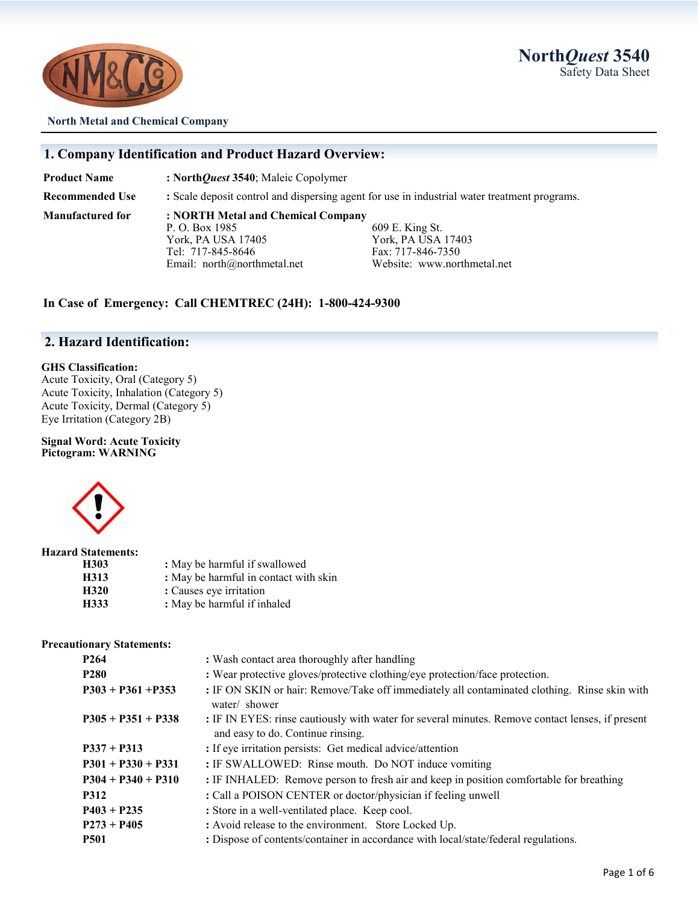**North*Quest* 3540**
Safety Data Sheet

**North Metal and Chemical Company**

## 1. Company Identification and Product Hazard Overview:

**Product Name** : **North*Quest* 3540**; Maleic Copolymer

**Recommended Use** : Scale deposit control and dispersing agent for use in industrial water treatment programs.

**Manufactured for** : **NORTH Metal and Chemical Company**

| | |
|---|---|
| P. O. Box 1985 | 609 E. King St. |
| York, PA USA 17405 | York, PA USA 17403 |
| Tel: 717-845-8646 | Fax: 717-846-7350 |
| Email: north@northmetal.net | Website: www.northmetal.net |

**In Case of Emergency: Call CHEMTREC (24H): 1-800-424-9300**

## 2. Hazard Identification:

**GHS Classification:**
Acute Toxicity, Oral (Category 5)
Acute Toxicity, Inhalation (Category 5)
Acute Toxicity, Dermal (Category 5)
Eye Irritation (Category 2B)

**Signal Word: Acute Toxicity**
**Pictogram: WARNING**

**Hazard Statements:**

| | |
|---|---|
| **H303** | : May be harmful if swallowed |
| **H313** | : May be harmful in contact with skin |
| **H320** | : Causes eye irritation |
| **H333** | : May be harmful if inhaled |

**Precautionary Statements:**

| | |
|---|---|
| **P264** | : Wash contact area thoroughly after handling |
| **P280** | : Wear protective gloves/protective clothing/eye protection/face protection. |
| **P303 + P361 +P353** | : IF ON SKIN or hair: Remove/Take off immediately all contaminated clothing. Rinse skin with water/ shower |
| **P305 + P351 + P338** | : IF IN EYES: rinse cautiously with water for several minutes. Remove contact lenses, if present and easy to do. Continue rinsing. |
| **P337 + P313** | : If eye irritation persists: Get medical advice/attention |
| **P301 + P330 + P331** | : IF SWALLOWED: Rinse mouth. Do NOT induce vomiting |
| **P304 + P340 + P310** | : IF INHALED: Remove person to fresh air and keep in position comfortable for breathing |
| **P312** | : Call a POISON CENTER or doctor/physician if feeling unwell |
| **P403 + P235** | : Store in a well-ventilated place. Keep cool. |
| **P273 + P405** | : Avoid release to the environment. Store Locked Up. |
| **P501** | : Dispose of contents/container in accordance with local/state/federal regulations. |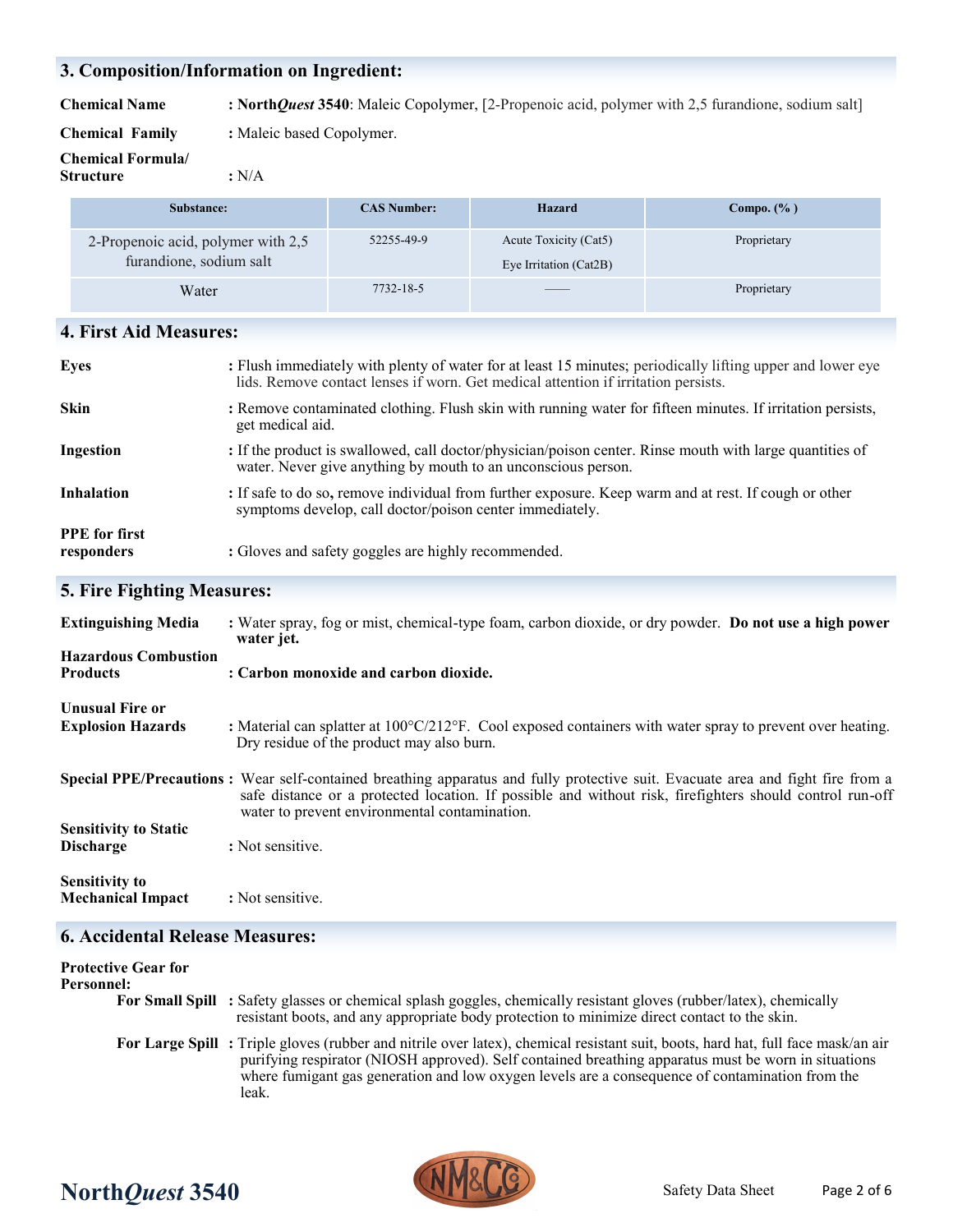## 3. Composition/Information on Ingredient:

**Chemical Name** : **North*Quest* 3540**: Maleic Copolymer, [2-Propenoic acid, polymer with 2,5 furandione, sodium salt]

**Chemical Family** : Maleic based Copolymer.

**Chemical Formula/ Structure** : N/A

| Substance: | CAS Number: | Hazard | Compo. (% ) |
|---|---|---|---|
| 2-Propenoic acid, polymer with 2,5 furandione, sodium salt | 52255-49-9 | Acute Toxicity (Cat5)<br>Eye Irritation (Cat2B) | Proprietary |
| Water | 7732-18-5 | —— | Proprietary |

## 4. First Aid Measures:

**Eyes** : Flush immediately with plenty of water for at least 15 minutes; periodically lifting upper and lower eye lids. Remove contact lenses if worn. Get medical attention if irritation persists.

**Skin** : Remove contaminated clothing. Flush skin with running water for fifteen minutes. If irritation persists, get medical aid.

**Ingestion** : If the product is swallowed, call doctor/physician/poison center. Rinse mouth with large quantities of water. Never give anything by mouth to an unconscious person.

**Inhalation** : If safe to do so, remove individual from further exposure. Keep warm and at rest. If cough or other symptoms develop, call doctor/poison center immediately.

**PPE for first responders** : Gloves and safety goggles are highly recommended.

## 5. Fire Fighting Measures:

**Extinguishing Media** : Water spray, fog or mist, chemical-type foam, carbon dioxide, or dry powder. **Do not use a high power water jet.**

**Hazardous Combustion Products** : **Carbon monoxide and carbon dioxide.**

**Unusual Fire or Explosion Hazards** : Material can splatter at 100°C/212°F. Cool exposed containers with water spray to prevent over heating. Dry residue of the product may also burn.

**Special PPE/Precautions** : Wear self-contained breathing apparatus and fully protective suit. Evacuate area and fight fire from a safe distance or a protected location. If possible and without risk, firefighters should control run-off water to prevent environmental contamination.

**Sensitivity to Static Discharge** : Not sensitive.

**Sensitivity to Mechanical Impact** : Not sensitive.

## 6. Accidental Release Measures:

**Protective Gear for Personnel:**

**For Small Spill** : Safety glasses or chemical splash goggles, chemically resistant gloves (rubber/latex), chemically resistant boots, and any appropriate body protection to minimize direct contact to the skin.

**For Large Spill** : Triple gloves (rubber and nitrile over latex), chemical resistant suit, boots, hard hat, full face mask/an air purifying respirator (NIOSH approved). Self contained breathing apparatus must be worn in situations where fumigant gas generation and low oxygen levels are a consequence of contamination from the leak.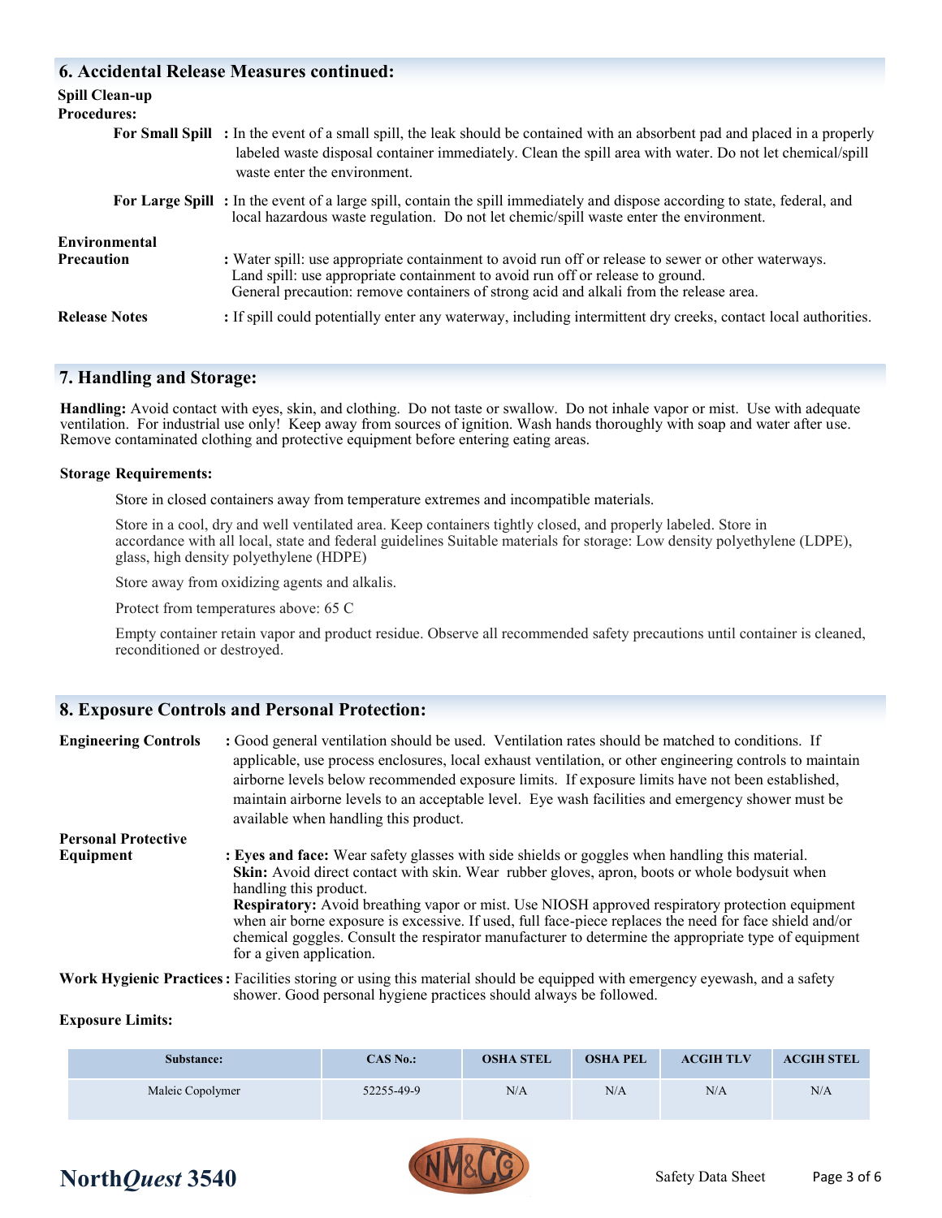## 6. Accidental Release Measures continued:

**Spill Clean-up Procedures:**

**For Small Spill** : In the event of a small spill, the leak should be contained with an absorbent pad and placed in a properly labeled waste disposal container immediately. Clean the spill area with water. Do not let chemical/spill waste enter the environment.

**For Large Spill** : In the event of a large spill, contain the spill immediately and dispose according to state, federal, and local hazardous waste regulation. Do not let chemic/spill waste enter the environment.

**Environmental Precaution** : Water spill: use appropriate containment to avoid run off or release to sewer or other waterways. Land spill: use appropriate containment to avoid run off or release to ground. General precaution: remove containers of strong acid and alkali from the release area.

**Release Notes** : If spill could potentially enter any waterway, including intermittent dry creeks, contact local authorities.

## 7. Handling and Storage:

**Handling:** Avoid contact with eyes, skin, and clothing. Do not taste or swallow. Do not inhale vapor or mist. Use with adequate ventilation. For industrial use only! Keep away from sources of ignition. Wash hands thoroughly with soap and water after use. Remove contaminated clothing and protective equipment before entering eating areas.

**Storage Requirements:**

Store in closed containers away from temperature extremes and incompatible materials.

Store in a cool, dry and well ventilated area. Keep containers tightly closed, and properly labeled. Store in accordance with all local, state and federal guidelines Suitable materials for storage: Low density polyethylene (LDPE), glass, high density polyethylene (HDPE)

Store away from oxidizing agents and alkalis.

Protect from temperatures above: 65 C

Empty container retain vapor and product residue. Observe all recommended safety precautions until container is cleaned, reconditioned or destroyed.

## 8. Exposure Controls and Personal Protection:

**Engineering Controls** : Good general ventilation should be used. Ventilation rates should be matched to conditions. If applicable, use process enclosures, local exhaust ventilation, or other engineering controls to maintain airborne levels below recommended exposure limits. If exposure limits have not been established, maintain airborne levels to an acceptable level. Eye wash facilities and emergency shower must be available when handling this product.

**Personal Protective Equipment** : **Eyes and face:** Wear safety glasses with side shields or goggles when handling this material.
**Skin:** Avoid direct contact with skin. Wear rubber gloves, apron, boots or whole bodysuit when handling this product.
**Respiratory:** Avoid breathing vapor or mist. Use NIOSH approved respiratory protection equipment when air borne exposure is excessive. If used, full face-piece replaces the need for face shield and/or chemical goggles. Consult the respirator manufacturer to determine the appropriate type of equipment for a given application.

**Work Hygienic Practices** : Facilities storing or using this material should be equipped with emergency eyewash, and a safety shower. Good personal hygiene practices should always be followed.

**Exposure Limits:**

| Substance: | CAS No.: | OSHA STEL | OSHA PEL | ACGIH TLV | ACGIH STEL |
|---|---|---|---|---|---|
| Maleic Copolymer | 52255-49-9 | N/A | N/A | N/A | N/A |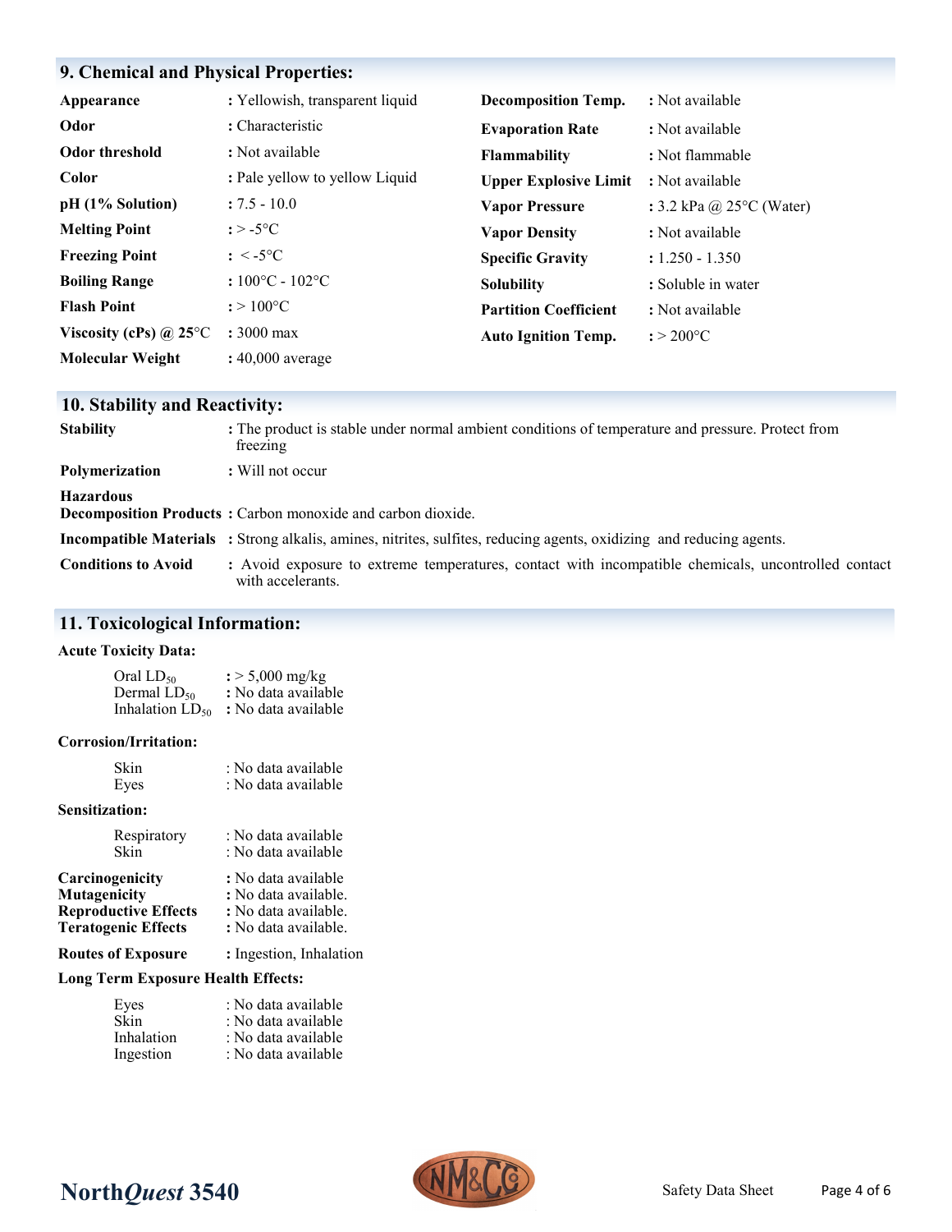## 9. Chemical and Physical Properties:

| | | | |
|---|---|---|---|
| **Appearance** | : Yellowish, transparent liquid | **Decomposition Temp.** | : Not available |
| **Odor** | : Characteristic | **Evaporation Rate** | : Not available |
| **Odor threshold** | : Not available | **Flammability** | : Not flammable |
| **Color** | : Pale yellow to yellow Liquid | **Upper Explosive Limit** | : Not available |
| **pH (1% Solution)** | : 7.5 - 10.0 | **Vapor Pressure** | : 3.2 kPa @ 25°C (Water) |
| **Melting Point** | : > -5°C | **Vapor Density** | : Not available |
| **Freezing Point** | : < -5°C | **Specific Gravity** | : 1.250 - 1.350 |
| **Boiling Range** | : 100°C - 102°C | **Solubility** | : Soluble in water |
| **Flash Point** | : > 100°C | **Partition Coefficient** | : Not available |
| **Viscosity (cPs) @ 25°C** | : 3000 max | **Auto Ignition Temp.** | : > 200°C |
| **Molecular Weight** | : 40,000 average | | |

## 10. Stability and Reactivity:

**Stability** : The product is stable under normal ambient conditions of temperature and pressure. Protect from freezing

**Polymerization** : Will not occur

**Hazardous Decomposition Products** : Carbon monoxide and carbon dioxide.

**Incompatible Materials** : Strong alkalis, amines, nitrites, sulfites, reducing agents, oxidizing and reducing agents.

**Conditions to Avoid** : Avoid exposure to extreme temperatures, contact with incompatible chemicals, uncontrolled contact with accelerants.

## 11. Toxicological Information:

**Acute Toxicity Data:**

Oral $LD_{50}$ : > 5,000 mg/kg
Dermal $LD_{50}$ : No data available
Inhalation $LD_{50}$ : No data available

**Corrosion/Irritation:**

Skin : No data available
Eyes : No data available

**Sensitization:**

Respiratory : No data available
Skin : No data available

**Carcinogenicity** : No data available
**Mutagenicity** : No data available.
**Reproductive Effects** : No data available.
**Teratogenic Effects** : No data available.

**Routes of Exposure** : Ingestion, Inhalation

**Long Term Exposure Health Effects:**

Eyes : No data available
Skin : No data available
Inhalation : No data available
Ingestion : No data available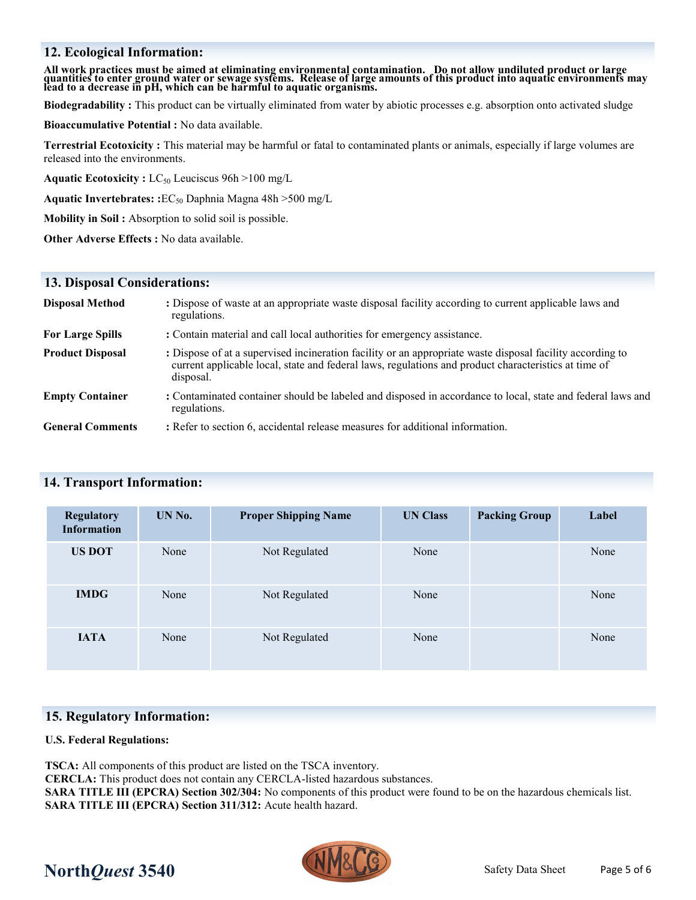## 12. Ecological Information:

**All work practices must be aimed at eliminating environmental contamination. Do not allow undiluted product or large quantities to enter ground water or sewage systems. Release of large amounts of this product into aquatic environments may lead to a decrease in pH, which can be harmful to aquatic organisms.**

**Biodegradability :** This product can be virtually eliminated from water by abiotic processes e.g. absorption onto activated sludge

**Bioaccumulative Potential :** No data available.

**Terrestrial Ecotoxicity :** This material may be harmful or fatal to contaminated plants or animals, especially if large volumes are released into the environments.

**Aquatic Ecotoxicity :** $LC_{50}$ Leuciscus 96h >100 mg/L

**Aquatic Invertebrates: :**$EC_{50}$ Daphnia Magna 48h >500 mg/L

**Mobility in Soil :** Absorption to solid soil is possible.

**Other Adverse Effects :** No data available.

## 13. Disposal Considerations:

| | |
|---|---|
| **Disposal Method** | : Dispose of waste at an appropriate waste disposal facility according to current applicable laws and regulations. |
| **For Large Spills** | : Contain material and call local authorities for emergency assistance. |
| **Product Disposal** | : Dispose of at a supervised incineration facility or an appropriate waste disposal facility according to current applicable local, state and federal laws, regulations and product characteristics at time of disposal. |
| **Empty Container** | : Contaminated container should be labeled and disposed in accordance to local, state and federal laws and regulations. |
| **General Comments** | : Refer to section 6, accidental release measures for additional information. |

## 14. Transport Information:

| Regulatory Information | UN No. | Proper Shipping Name | UN Class | Packing Group | Label |
|---|---|---|---|---|---|
| **US DOT** | None | Not Regulated | None | | None |
| **IMDG** | None | Not Regulated | None | | None |
| **IATA** | None | Not Regulated | None | | None |

## 15. Regulatory Information:

**U.S. Federal Regulations:**

**TSCA:** All components of this product are listed on the TSCA inventory.
**CERCLA:** This product does not contain any CERCLA-listed hazardous substances.
**SARA TITLE III (EPCRA) Section 302/304:** No components of this product were found to be on the hazardous chemicals list.
**SARA TITLE III (EPCRA) Section 311/312:** Acute health hazard.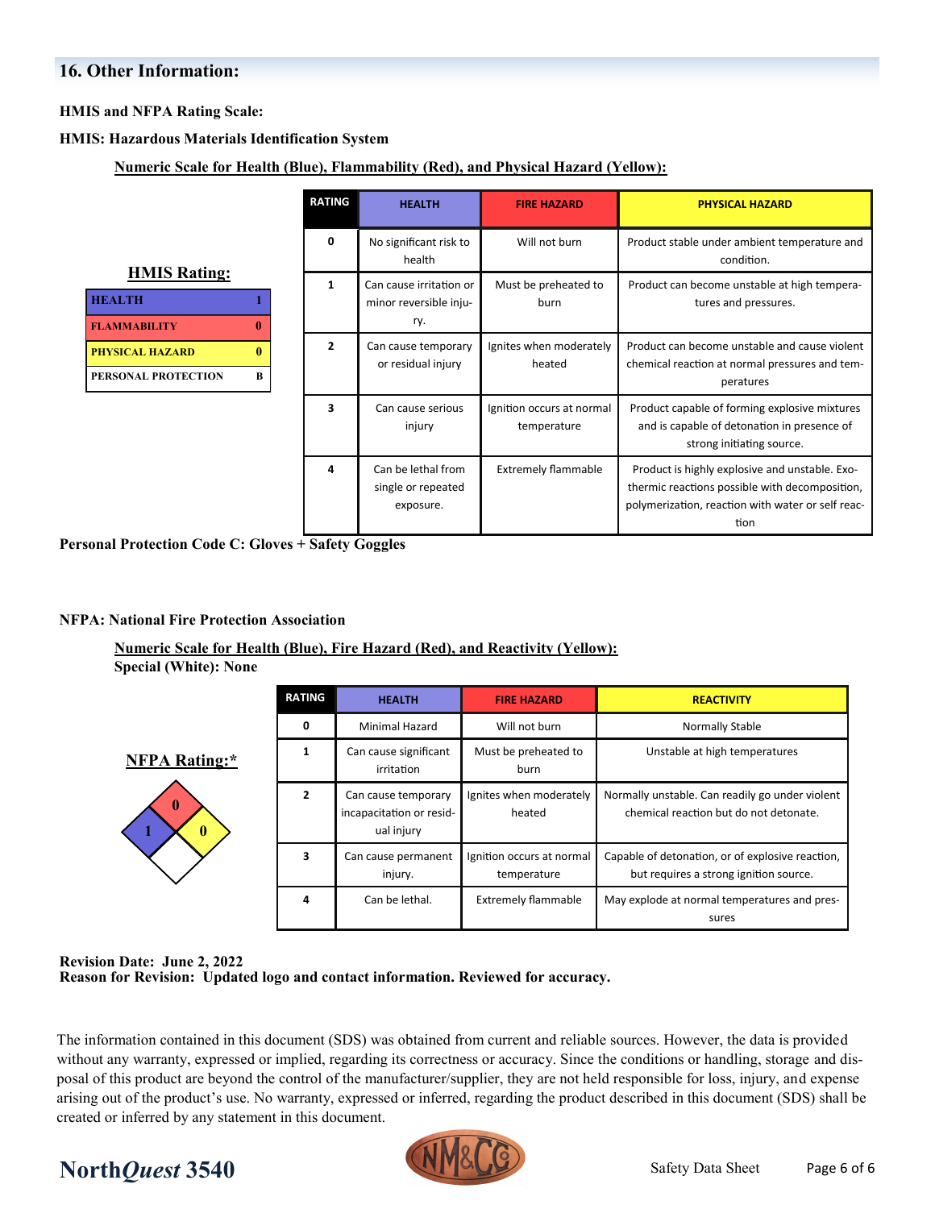## 16. Other Information:

**HMIS and NFPA Rating Scale:**

**HMIS: Hazardous Materials Identification System**

**Numeric Scale for Health (Blue), Flammability (Red), and Physical Hazard (Yellow):**

**HMIS Rating:**

| | |
|---|---|
| HEALTH | 1 |
| FLAMMABILITY | 0 |
| PHYSICAL HAZARD | 0 |
| PERSONAL PROTECTION | B |

| RATING | HEALTH | FIRE HAZARD | PHYSICAL HAZARD |
|---|---|---|---|
| 0 | No significant risk to health | Will not burn | Product stable under ambient temperature and condition. |
| 1 | Can cause irritation or minor reversible injury. | Must be preheated to burn | Product can become unstable at high temperatures and pressures. |
| 2 | Can cause temporary or residual injury | Ignites when moderately heated | Product can become unstable and cause violent chemical reaction at normal pressures and temperatures |
| 3 | Can cause serious injury | Ignition occurs at normal temperature | Product capable of forming explosive mixtures and is capable of detonation in presence of strong initiating source. |
| 4 | Can be lethal from single or repeated exposure. | Extremely flammable | Product is highly explosive and unstable. Exothermic reactions possible with decomposition, polymerization, reaction with water or self reaction |

**Personal Protection Code C: Gloves + Safety Goggles**

**NFPA: National Fire Protection Association**

**Numeric Scale for Health (Blue), Fire Hazard (Red), and Reactivity (Yellow):**
**Special (White): None**

**NFPA Rating:***

Health (Blue): 1
Fire Hazard (Red): 0
Reactivity (Yellow): 0

| RATING | HEALTH | FIRE HAZARD | REACTIVITY |
|---|---|---|---|
| 0 | Minimal Hazard | Will not burn | Normally Stable |
| 1 | Can cause significant irritation | Must be preheated to burn | Unstable at high temperatures |
| 2 | Can cause temporary incapacitation or residual injury | Ignites when moderately heated | Normally unstable. Can readily go under violent chemical reaction but do not detonate. |
| 3 | Can cause permanent injury. | Ignition occurs at normal temperature | Capable of detonation, or of explosive reaction, but requires a strong ignition source. |
| 4 | Can be lethal. | Extremely flammable | May explode at normal temperatures and pressures |

**Revision Date: June 2, 2022**
**Reason for Revision: Updated logo and contact information. Reviewed for accuracy.**

The information contained in this document (SDS) was obtained from current and reliable sources. However, the data is provided without any warranty, expressed or implied, regarding its correctness or accuracy. Since the conditions or handling, storage and disposal of this product are beyond the control of the manufacturer/supplier, they are not held responsible for loss, injury, and expense arising out of the product's use. No warranty, expressed or inferred, regarding the product described in this document (SDS) shall be created or inferred by any statement in this document.